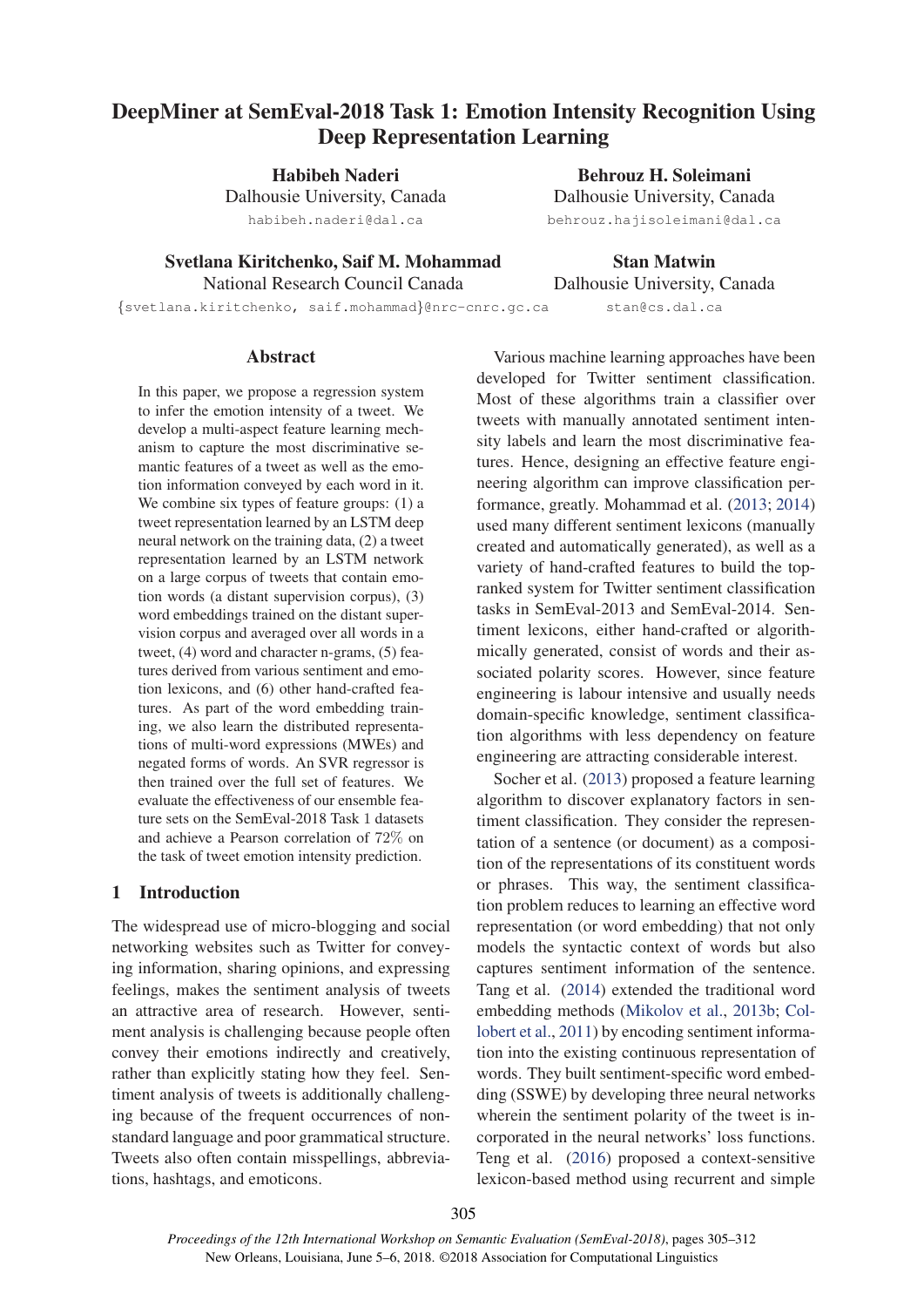# DeepMiner at SemEval-2018 Task 1: Emotion Intensity Recognition Using Deep Representation Learning

**Habibeh Naderi**
Dalhousie University, Canada
habibeh.naderi@dal.ca

**Behrouz H. Soleimani**
Dalhousie University, Canada
behrouz.hajisoleimani@dal.ca

**Svetlana Kiritchenko, Saif M. Mohammad**
National Research Council Canada
{svetlana.kiritchenko, saif.mohammad}@nrc-cnrc.gc.ca

**Stan Matwin**
Dalhousie University, Canada
stan@cs.dal.ca

## Abstract

In this paper, we propose a regression system to infer the emotion intensity of a tweet. We develop a multi-aspect feature learning mechanism to capture the most discriminative semantic features of a tweet as well as the emotion information conveyed by each word in it. We combine six types of feature groups: (1) a tweet representation learned by an LSTM deep neural network on the training data, (2) a tweet representation learned by an LSTM network on a large corpus of tweets that contain emotion words (a distant supervision corpus), (3) word embeddings trained on the distant supervision corpus and averaged over all words in a tweet, (4) word and character n-grams, (5) features derived from various sentiment and emotion lexicons, and (6) other hand-crafted features. As part of the word embedding training, we also learn the distributed representations of multi-word expressions (MWEs) and negated forms of words. An SVR regressor is then trained over the full set of features. We evaluate the effectiveness of our ensemble feature sets on the SemEval-2018 Task 1 datasets and achieve a Pearson correlation of 72% on the task of tweet emotion intensity prediction.

## 1 Introduction

The widespread use of micro-blogging and social networking websites such as Twitter for conveying information, sharing opinions, and expressing feelings, makes the sentiment analysis of tweets an attractive area of research. However, sentiment analysis is challenging because people often convey their emotions indirectly and creatively, rather than explicitly stating how they feel. Sentiment analysis of tweets is additionally challenging because of the frequent occurrences of non-standard language and poor grammatical structure. Tweets also often contain misspellings, abbreviations, hashtags, and emoticons.

Various machine learning approaches have been developed for Twitter sentiment classification. Most of these algorithms train a classifier over tweets with manually annotated sentiment intensity labels and learn the most discriminative features. Hence, designing an effective feature engineering algorithm can improve classification performance, greatly. Mohammad et al. (2013; 2014) used many different sentiment lexicons (manually created and automatically generated), as well as a variety of hand-crafted features to build the top-ranked system for Twitter sentiment classification tasks in SemEval-2013 and SemEval-2014. Sentiment lexicons, either hand-crafted or algorithmically generated, consist of words and their associated polarity scores. However, since feature engineering is labour intensive and usually needs domain-specific knowledge, sentiment classification algorithms with less dependency on feature engineering are attracting considerable interest.

Socher et al. (2013) proposed a feature learning algorithm to discover explanatory factors in sentiment classification. They consider the representation of a sentence (or document) as a composition of the representations of its constituent words or phrases. This way, the sentiment classification problem reduces to learning an effective word representation (or word embedding) that not only models the syntactic context of words but also captures sentiment information of the sentence. Tang et al. (2014) extended the traditional word embedding methods (Mikolov et al., 2013b; Collobert et al., 2011) by encoding sentiment information into the existing continuous representation of words. They built sentiment-specific word embedding (SSWE) by developing three neural networks wherein the sentiment polarity of the tweet is incorporated in the neural networks' loss functions. Teng et al. (2016) proposed a context-sensitive lexicon-based method using recurrent and simple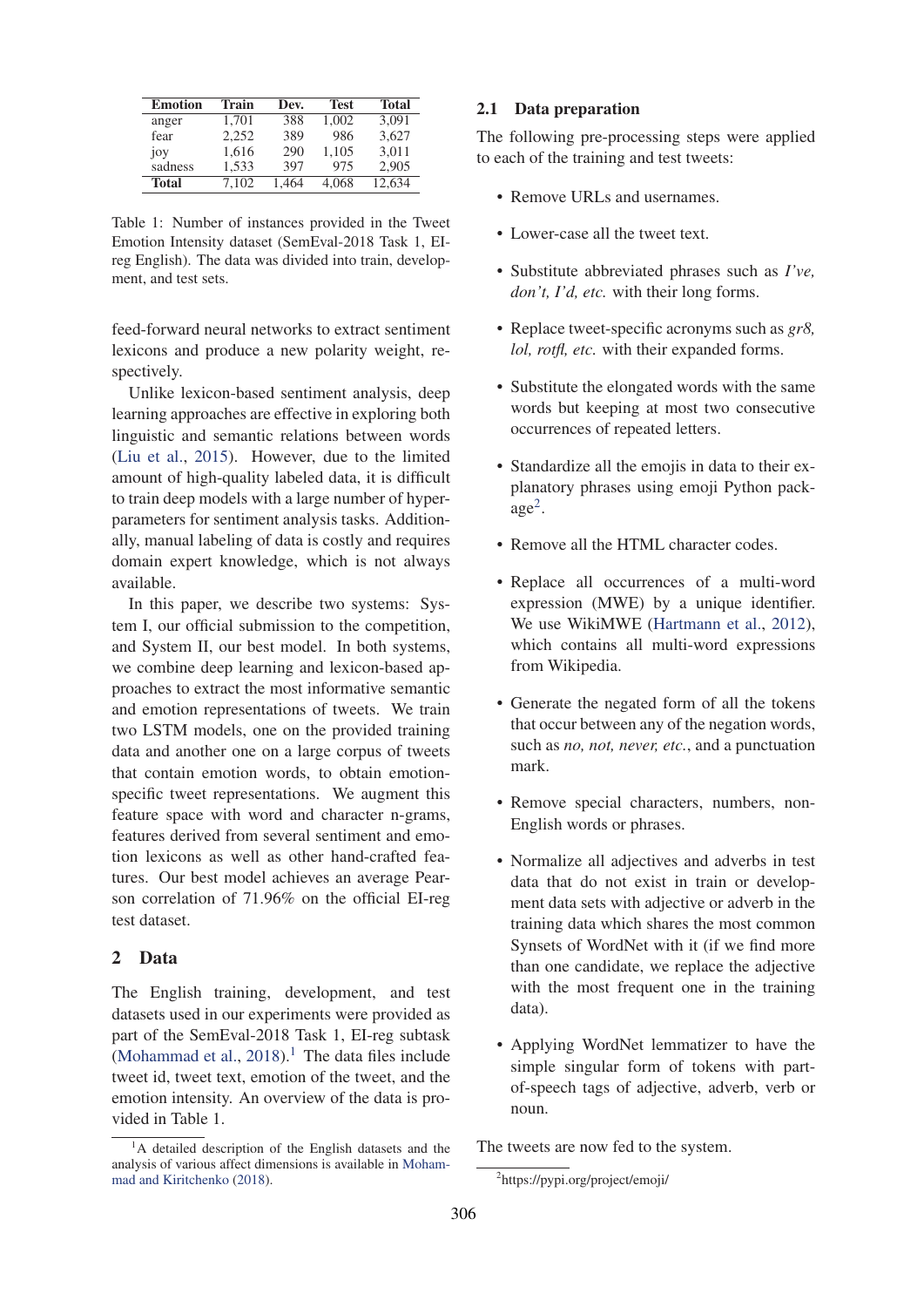| Emotion | Train | Dev. | Test | Total |
|---|---|---|---|---|
| anger | 1,701 | 388 | 1,002 | 3,091 |
| fear | 2,252 | 389 | 986 | 3,627 |
| joy | 1,616 | 290 | 1,105 | 3,011 |
| sadness | 1,533 | 397 | 975 | 2,905 |
| **Total** | 7,102 | 1,464 | 4,068 | 12,634 |

Table 1: Number of instances provided in the Tweet Emotion Intensity dataset (SemEval-2018 Task 1, EI-reg English). The data was divided into train, development, and test sets.

feed-forward neural networks to extract sentiment lexicons and produce a new polarity weight, respectively.

Unlike lexicon-based sentiment analysis, deep learning approaches are effective in exploring both linguistic and semantic relations between words (Liu et al., 2015). However, due to the limited amount of high-quality labeled data, it is difficult to train deep models with a large number of hyper-parameters for sentiment analysis tasks. Additionally, manual labeling of data is costly and requires domain expert knowledge, which is not always available.

In this paper, we describe two systems: System I, our official submission to the competition, and System II, our best model. In both systems, we combine deep learning and lexicon-based approaches to extract the most informative semantic and emotion representations of tweets. We train two LSTM models, one on the provided training data and another one on a large corpus of tweets that contain emotion words, to obtain emotion-specific tweet representations. We augment this feature space with word and character n-grams, features derived from several sentiment and emotion lexicons as well as other hand-crafted features. Our best model achieves an average Pearson correlation of 71.96% on the official EI-reg test dataset.

## 2 Data

The English training, development, and test datasets used in our experiments were provided as part of the SemEval-2018 Task 1, EI-reg subtask (Mohammad et al., 2018).[1] The data files include tweet id, tweet text, emotion of the tweet, and the emotion intensity. An overview of the data is provided in Table 1.

[1]A detailed description of the English datasets and the analysis of various affect dimensions is available in Mohammad and Kiritchenko (2018).

### 2.1 Data preparation

The following pre-processing steps were applied to each of the training and test tweets:

- Remove URLs and usernames.
- Lower-case all the tweet text.
- Substitute abbreviated phrases such as *I've, don't, I'd, etc.* with their long forms.
- Replace tweet-specific acronyms such as *gr8, lol, rotfl, etc.* with their expanded forms.
- Substitute the elongated words with the same words but keeping at most two consecutive occurrences of repeated letters.
- Standardize all the emojis in data to their explanatory phrases using emoji Python package[2].
- Remove all the HTML character codes.
- Replace all occurrences of a multi-word expression (MWE) by a unique identifier. We use WikiMWE (Hartmann et al., 2012), which contains all multi-word expressions from Wikipedia.
- Generate the negated form of all the tokens that occur between any of the negation words, such as *no, not, never, etc.*, and a punctuation mark.
- Remove special characters, numbers, non-English words or phrases.
- Normalize all adjectives and adverbs in test data that do not exist in train or development data sets with adjective or adverb in the training data which shares the most common Synsets of WordNet with it (if we find more than one candidate, we replace the adjective with the most frequent one in the training data).
- Applying WordNet lemmatizer to have the simple singular form of tokens with part-of-speech tags of adjective, adverb, verb or noun.

The tweets are now fed to the system.

[2]https://pypi.org/project/emoji/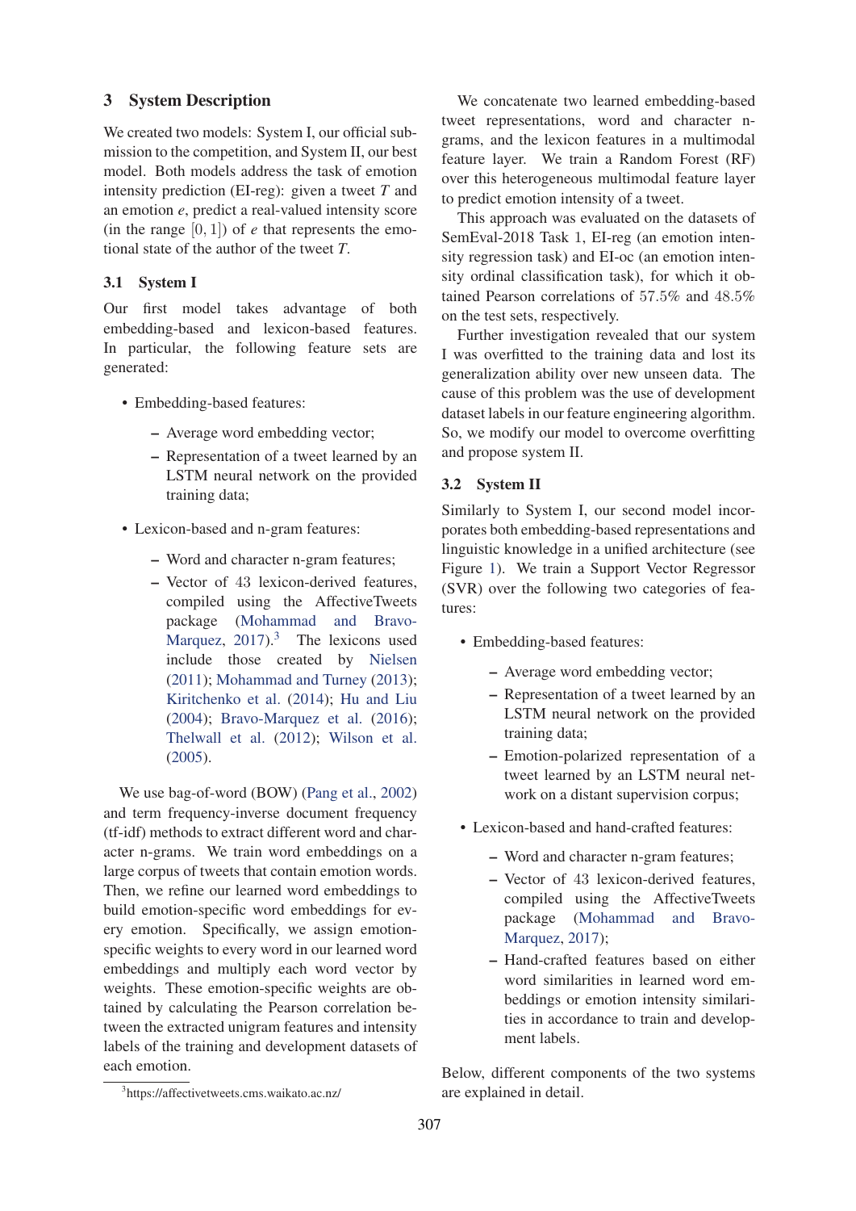## 3 System Description

We created two models: System I, our official submission to the competition, and System II, our best model. Both models address the task of emotion intensity prediction (EI-reg): given a tweet $T$ and an emotion $e$, predict a real-valued intensity score (in the range $[0, 1]$) of $e$ that represents the emotional state of the author of the tweet $T$.

### 3.1 System I

Our first model takes advantage of both embedding-based and lexicon-based features. In particular, the following feature sets are generated:

- Embedding-based features:
  - Average word embedding vector;
  - Representation of a tweet learned by an LSTM neural network on the provided training data;
- Lexicon-based and n-gram features:
  - Word and character n-gram features;
  - Vector of 43 lexicon-derived features, compiled using the AffectiveTweets package (Mohammad and Bravo-Marquez, 2017).[3] The lexicons used include those created by Nielsen (2011); Mohammad and Turney (2013); Kiritchenko et al. (2014); Hu and Liu (2004); Bravo-Marquez et al. (2016); Thelwall et al. (2012); Wilson et al. (2005).

We use bag-of-word (BOW) (Pang et al., 2002) and term frequency-inverse document frequency (tf-idf) methods to extract different word and character n-grams. We train word embeddings on a large corpus of tweets that contain emotion words. Then, we refine our learned word embeddings to build emotion-specific word embeddings for every emotion. Specifically, we assign emotion-specific weights to every word in our learned word embeddings and multiply each word vector by weights. These emotion-specific weights are obtained by calculating the Pearson correlation between the extracted unigram features and intensity labels of the training and development datasets of each emotion.

[3]https://affectivetweets.cms.waikato.ac.nz/

We concatenate two learned embedding-based tweet representations, word and character n-grams, and the lexicon features in a multimodal feature layer. We train a Random Forest (RF) over this heterogeneous multimodal feature layer to predict emotion intensity of a tweet.

This approach was evaluated on the datasets of SemEval-2018 Task 1, EI-reg (an emotion intensity regression task) and EI-oc (an emotion intensity ordinal classification task), for which it obtained Pearson correlations of 57.5% and 48.5% on the test sets, respectively.

Further investigation revealed that our system I was overfitted to the training data and lost its generalization ability over new unseen data. The cause of this problem was the use of development dataset labels in our feature engineering algorithm. So, we modify our model to overcome overfitting and propose system II.

### 3.2 System II

Similarly to System I, our second model incorporates both embedding-based representations and linguistic knowledge in a unified architecture (see Figure 1). We train a Support Vector Regressor (SVR) over the following two categories of features:

- Embedding-based features:
  - Average word embedding vector;
  - Representation of a tweet learned by an LSTM neural network on the provided training data;
  - Emotion-polarized representation of a tweet learned by an LSTM neural network on a distant supervision corpus;
- Lexicon-based and hand-crafted features:
  - Word and character n-gram features;
  - Vector of 43 lexicon-derived features, compiled using the AffectiveTweets package (Mohammad and Bravo-Marquez, 2017);
  - Hand-crafted features based on either word similarities in learned word embeddings or emotion intensity similarities in accordance to train and development labels.

Below, different components of the two systems are explained in detail.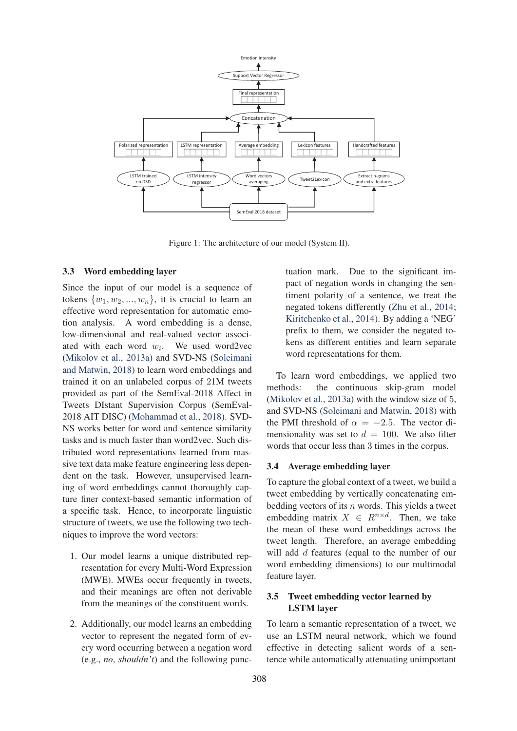Figure 1: The architecture of our model (System II).

### 3.3 Word embedding layer

Since the input of our model is a sequence of tokens $\{w_1, w_2, ..., w_n\}$, it is crucial to learn an effective word representation for automatic emotion analysis. A word embedding is a dense, low-dimensional and real-valued vector associated with each word $w_i$. We used word2vec (Mikolov et al., 2013a) and SVD-NS (Soleimani and Matwin, 2018) to learn word embeddings and trained it on an unlabeled corpus of 21M tweets provided as part of the SemEval-2018 Affect in Tweets DIstant Supervision Corpus (SemEval-2018 AIT DISC) (Mohammad et al., 2018). SVD-NS works better for word and sentence similarity tasks and is much faster than word2vec. Such distributed word representations learned from massive text data make feature engineering less dependent on the task. However, unsupervised learning of word embeddings cannot thoroughly capture finer context-based semantic information of a specific task. Hence, to incorporate linguistic structure of tweets, we use the following two techniques to improve the word vectors:

1. Our model learns a unique distributed representation for every Multi-Word Expression (MWE). MWEs occur frequently in tweets, and their meanings are often not derivable from the meanings of the constituent words.

2. Additionally, our model learns an embedding vector to represent the negated form of every word occurring between a negation word (e.g., *no*, *shouldn't*) and the following punctuation mark. Due to the significant impact of negation words in changing the sentiment polarity of a sentence, we treat the negated tokens differently (Zhu et al., 2014; Kiritchenko et al., 2014). By adding a 'NEG' prefix to them, we consider the negated tokens as different entities and learn separate word representations for them.

To learn word embeddings, we applied two methods: the continuous skip-gram model (Mikolov et al., 2013a) with the window size of 5, and SVD-NS (Soleimani and Matwin, 2018) with the PMI threshold of $\alpha = -2.5$. The vector dimensionality was set to $d = 100$. We also filter words that occur less than 3 times in the corpus.

### 3.4 Average embedding layer

To capture the global context of a tweet, we build a tweet embedding by vertically concatenating embedding vectors of its $n$ words. This yields a tweet embedding matrix $X \in R^{n \times d}$. Then, we take the mean of these word embeddings across the tweet length. Therefore, an average embedding will add $d$ features (equal to the number of our word embedding dimensions) to our multimodal feature layer.

### 3.5 Tweet embedding vector learned by LSTM layer

To learn a semantic representation of a tweet, we use an LSTM neural network, which we found effective in detecting salient words of a sentence while automatically attenuating unimportant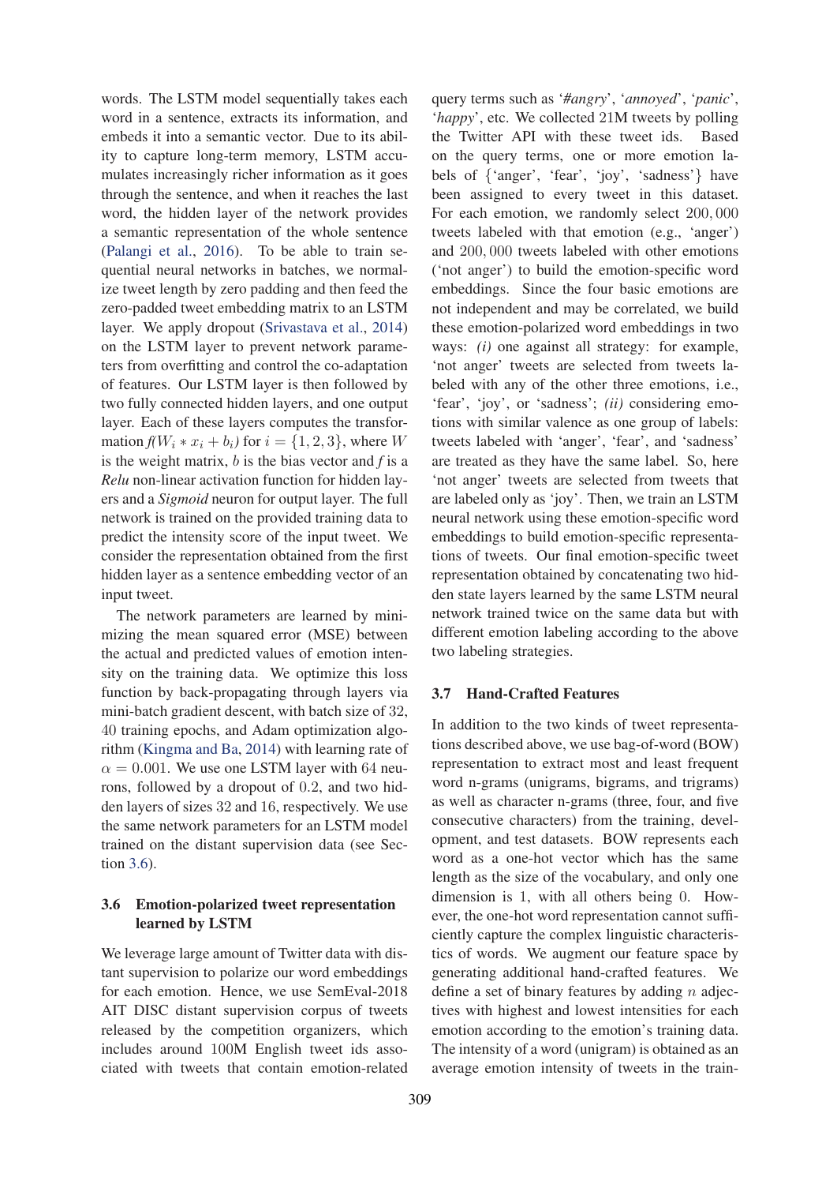words. The LSTM model sequentially takes each word in a sentence, extracts its information, and embeds it into a semantic vector. Due to its ability to capture long-term memory, LSTM accumulates increasingly richer information as it goes through the sentence, and when it reaches the last word, the hidden layer of the network provides a semantic representation of the whole sentence (Palangi et al., 2016). To be able to train sequential neural networks in batches, we normalize tweet length by zero padding and then feed the zero-padded tweet embedding matrix to an LSTM layer. We apply dropout (Srivastava et al., 2014) on the LSTM layer to prevent network parameters from overfitting and control the co-adaptation of features. Our LSTM layer is then followed by two fully connected hidden layers, and one output layer. Each of these layers computes the transformation $f(W_i * x_i + b_i)$ for $i = \{1, 2, 3\}$, where $W$ is the weight matrix, $b$ is the bias vector and $f$ is a *Relu* non-linear activation function for hidden layers and a *Sigmoid* neuron for output layer. The full network is trained on the provided training data to predict the intensity score of the input tweet. We consider the representation obtained from the first hidden layer as a sentence embedding vector of an input tweet.

The network parameters are learned by minimizing the mean squared error (MSE) between the actual and predicted values of emotion intensity on the training data. We optimize this loss function by back-propagating through layers via mini-batch gradient descent, with batch size of 32, 40 training epochs, and Adam optimization algorithm (Kingma and Ba, 2014) with learning rate of $\alpha = 0.001$. We use one LSTM layer with 64 neurons, followed by a dropout of 0.2, and two hidden layers of sizes 32 and 16, respectively. We use the same network parameters for an LSTM model trained on the distant supervision data (see Section 3.6).

### 3.6 Emotion-polarized tweet representation learned by LSTM

We leverage large amount of Twitter data with distant supervision to polarize our word embeddings for each emotion. Hence, we use SemEval-2018 AIT DISC distant supervision corpus of tweets released by the competition organizers, which includes around 100M English tweet ids associated with tweets that contain emotion-related query terms such as '*#angry*', '*annoyed*', '*panic*', '*happy*', etc. We collected 21M tweets by polling the Twitter API with these tweet ids. Based on the query terms, one or more emotion labels of {'anger', 'fear', 'joy', 'sadness'} have been assigned to every tweet in this dataset. For each emotion, we randomly select 200,000 tweets labeled with that emotion (e.g., 'anger') and 200,000 tweets labeled with other emotions ('not anger') to build the emotion-specific word embeddings. Since the four basic emotions are not independent and may be correlated, we build these emotion-polarized word embeddings in two ways: *(i)* one against all strategy: for example, 'not anger' tweets are selected from tweets labeled with any of the other three emotions, i.e., 'fear', 'joy', or 'sadness'; *(ii)* considering emotions with similar valence as one group of labels: tweets labeled with 'anger', 'fear', and 'sadness' are treated as they have the same label. So, here 'not anger' tweets are selected from tweets that are labeled only as 'joy'. Then, we train an LSTM neural network using these emotion-specific word embeddings to build emotion-specific representations of tweets. Our final emotion-specific tweet representation obtained by concatenating two hidden state layers learned by the same LSTM neural network trained twice on the same data but with different emotion labeling according to the above two labeling strategies.

### 3.7 Hand-Crafted Features

In addition to the two kinds of tweet representations described above, we use bag-of-word (BOW) representation to extract most and least frequent word n-grams (unigrams, bigrams, and trigrams) as well as character n-grams (three, four, and five consecutive characters) from the training, development, and test datasets. BOW represents each word as a one-hot vector which has the same length as the size of the vocabulary, and only one dimension is 1, with all others being 0. However, the one-hot word representation cannot sufficiently capture the complex linguistic characteristics of words. We augment our feature space by generating additional hand-crafted features. We define a set of binary features by adding $n$ adjectives with highest and lowest intensities for each emotion according to the emotion's training data. The intensity of a word (unigram) is obtained as an average emotion intensity of tweets in the train-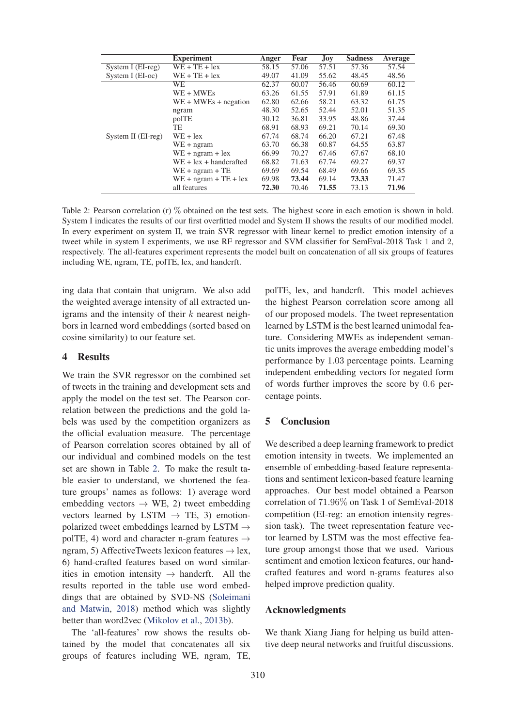| | Experiment | Anger | Fear | Joy | Sadness | Average |
|---|---|---|---|---|---|---|
| System I (EI-reg) | WE + TE + lex | 58.15 | 57.06 | 57.51 | 57.36 | 57.54 |
| System I (EI-oc) | WE + TE + lex | 49.07 | 41.09 | 55.62 | 48.45 | 48.56 |
| System II (EI-reg) | WE | 62.37 | 60.07 | 56.46 | 60.69 | 60.12 |
| | WE + MWEs | 63.26 | 61.55 | 57.91 | 61.89 | 61.15 |
| | WE + MWEs + negation | 62.80 | 62.66 | 58.21 | 63.32 | 61.75 |
| | ngram | 48.30 | 52.65 | 52.44 | 52.01 | 51.35 |
| | polTE | 30.12 | 36.81 | 33.95 | 48.86 | 37.44 |
| | TE | 68.91 | 68.93 | 69.21 | 70.14 | 69.30 |
| | WE + lex | 67.74 | 68.74 | 66.20 | 67.21 | 67.48 |
| | WE + ngram | 63.70 | 66.38 | 60.87 | 64.55 | 63.87 |
| | WE + ngram + lex | 66.99 | 70.27 | 67.46 | 67.67 | 68.10 |
| | WE + lex + handcrafted | 68.82 | 71.63 | 67.74 | 69.27 | 69.37 |
| | WE + ngram + TE | 69.69 | 69.54 | 68.49 | 69.66 | 69.35 |
| | WE + ngram + TE + lex | 69.98 | **73.44** | 69.14 | **73.33** | 71.47 |
| | all features | **72.30** | 70.46 | **71.55** | 73.13 | **71.96** |

Table 2: Pearson correlation (r) % obtained on the test sets. The highest score in each emotion is shown in bold. System I indicates the results of our first overfitted model and System II shows the results of our modified model. In every experiment on system II, we train SVR regressor with linear kernel to predict emotion intensity of a tweet while in system I experiments, we use RF regressor and SVM classifier for SemEval-2018 Task 1 and 2, respectively. The all-features experiment represents the model built on concatenation of all six groups of features including WE, ngram, TE, polTE, lex, and handcrft.

ing data that contain that unigram. We also add the weighted average intensity of all extracted unigrams and the intensity of their $k$ nearest neighbors in learned word embeddings (sorted based on cosine similarity) to our feature set.

## 4 Results

We train the SVR regressor on the combined set of tweets in the training and development sets and apply the model on the test set. The Pearson correlation between the predictions and the gold labels was used by the competition organizers as the official evaluation measure. The percentage of Pearson correlation scores obtained by all of our individual and combined models on the test set are shown in Table 2. To make the result table easier to understand, we shortened the feature groups' names as follows: 1) average word embedding vectors → WE, 2) tweet embedding vectors learned by LSTM → TE, 3) emotion-polarized tweet embeddings learned by LSTM → polTE, 4) word and character n-gram features → ngram, 5) AffectiveTweets lexicon features → lex, 6) hand-crafted features based on word similarities in emotion intensity → handcrft. All the results reported in the table use word embeddings that are obtained by SVD-NS (Soleimani and Matwin, 2018) method which was slightly better than word2vec (Mikolov et al., 2013b).

The 'all-features' row shows the results obtained by the model that concatenates all six groups of features including WE, ngram, TE, polTE, lex, and handcrft. This model achieves the highest Pearson correlation score among all of our proposed models. The tweet representation learned by LSTM is the best learned unimodal feature. Considering MWEs as independent semantic units improves the average embedding model's performance by 1.03 percentage points. Learning independent embedding vectors for negated form of words further improves the score by 0.6 percentage points.

## 5 Conclusion

We described a deep learning framework to predict emotion intensity in tweets. We implemented an ensemble of embedding-based feature representations and sentiment lexicon-based feature learning approaches. Our best model obtained a Pearson correlation of 71.96% on Task 1 of SemEval-2018 competition (EI-reg: an emotion intensity regression task). The tweet representation feature vector learned by LSTM was the most effective feature group amongst those that we used. Various sentiment and emotion lexicon features, our handcrafted features and word n-grams features also helped improve prediction quality.

## Acknowledgments

We thank Xiang Jiang for helping us build attentive deep neural networks and fruitful discussions.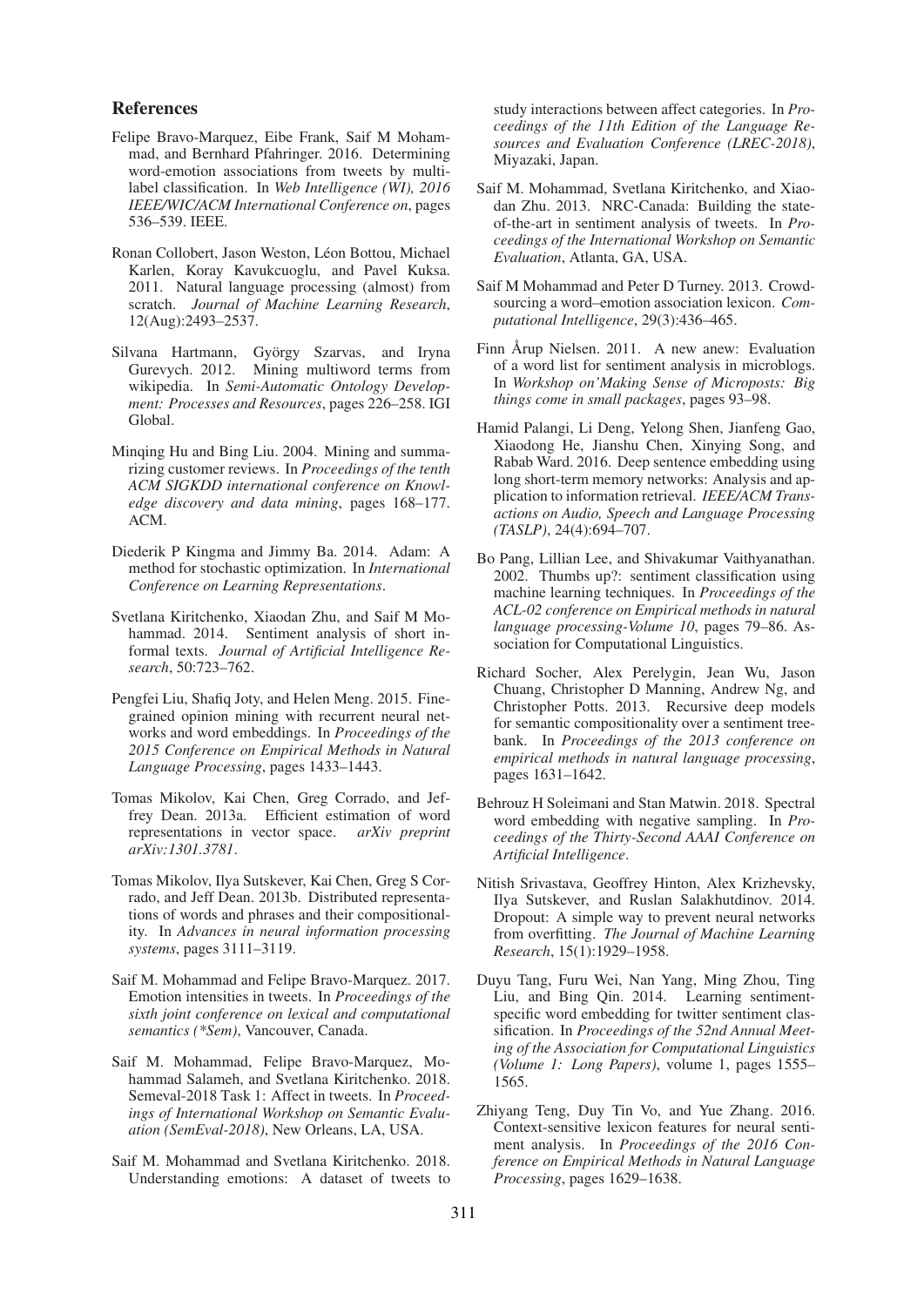## References

Felipe Bravo-Marquez, Eibe Frank, Saif M Mohammad, and Bernhard Pfahringer. 2016. Determining word-emotion associations from tweets by multi-label classification. In *Web Intelligence (WI), 2016 IEEE/WIC/ACM International Conference on*, pages 536–539. IEEE.

Ronan Collobert, Jason Weston, Léon Bottou, Michael Karlen, Koray Kavukcuoglu, and Pavel Kuksa. 2011. Natural language processing (almost) from scratch. *Journal of Machine Learning Research*, 12(Aug):2493–2537.

Silvana Hartmann, György Szarvas, and Iryna Gurevych. 2012. Mining multiword terms from wikipedia. In *Semi-Automatic Ontology Development: Processes and Resources*, pages 226–258. IGI Global.

Minqing Hu and Bing Liu. 2004. Mining and summarizing customer reviews. In *Proceedings of the tenth ACM SIGKDD international conference on Knowledge discovery and data mining*, pages 168–177. ACM.

Diederik P Kingma and Jimmy Ba. 2014. Adam: A method for stochastic optimization. In *International Conference on Learning Representations*.

Svetlana Kiritchenko, Xiaodan Zhu, and Saif M Mohammad. 2014. Sentiment analysis of short informal texts. *Journal of Artificial Intelligence Research*, 50:723–762.

Pengfei Liu, Shafiq Joty, and Helen Meng. 2015. Fine-grained opinion mining with recurrent neural networks and word embeddings. In *Proceedings of the 2015 Conference on Empirical Methods in Natural Language Processing*, pages 1433–1443.

Tomas Mikolov, Kai Chen, Greg Corrado, and Jeffrey Dean. 2013a. Efficient estimation of word representations in vector space. *arXiv preprint arXiv:1301.3781*.

Tomas Mikolov, Ilya Sutskever, Kai Chen, Greg S Corrado, and Jeff Dean. 2013b. Distributed representations of words and phrases and their compositionality. In *Advances in neural information processing systems*, pages 3111–3119.

Saif M. Mohammad and Felipe Bravo-Marquez. 2017. Emotion intensities in tweets. In *Proceedings of the sixth joint conference on lexical and computational semantics (*Sem)*, Vancouver, Canada.

Saif M. Mohammad, Felipe Bravo-Marquez, Mohammad Salameh, and Svetlana Kiritchenko. 2018. Semeval-2018 Task 1: Affect in tweets. In *Proceedings of International Workshop on Semantic Evaluation (SemEval-2018)*, New Orleans, LA, USA.

Saif M. Mohammad and Svetlana Kiritchenko. 2018. Understanding emotions: A dataset of tweets to study interactions between affect categories. In *Proceedings of the 11th Edition of the Language Resources and Evaluation Conference (LREC-2018)*, Miyazaki, Japan.

Saif M. Mohammad, Svetlana Kiritchenko, and Xiaodan Zhu. 2013. NRC-Canada: Building the state-of-the-art in sentiment analysis of tweets. In *Proceedings of the International Workshop on Semantic Evaluation*, Atlanta, GA, USA.

Saif M Mohammad and Peter D Turney. 2013. Crowdsourcing a word–emotion association lexicon. *Computational Intelligence*, 29(3):436–465.

Finn Årup Nielsen. 2011. A new anew: Evaluation of a word list for sentiment analysis in microblogs. In *Workshop on'Making Sense of Microposts: Big things come in small packages*, pages 93–98.

Hamid Palangi, Li Deng, Yelong Shen, Jianfeng Gao, Xiaodong He, Jianshu Chen, Xinying Song, and Rabab Ward. 2016. Deep sentence embedding using long short-term memory networks: Analysis and application to information retrieval. *IEEE/ACM Transactions on Audio, Speech and Language Processing (TASLP)*, 24(4):694–707.

Bo Pang, Lillian Lee, and Shivakumar Vaithyanathan. 2002. Thumbs up?: sentiment classification using machine learning techniques. In *Proceedings of the ACL-02 conference on Empirical methods in natural language processing-Volume 10*, pages 79–86. Association for Computational Linguistics.

Richard Socher, Alex Perelygin, Jean Wu, Jason Chuang, Christopher D Manning, Andrew Ng, and Christopher Potts. 2013. Recursive deep models for semantic compositionality over a sentiment treebank. In *Proceedings of the 2013 conference on empirical methods in natural language processing*, pages 1631–1642.

Behrouz H Soleimani and Stan Matwin. 2018. Spectral word embedding with negative sampling. In *Proceedings of the Thirty-Second AAAI Conference on Artificial Intelligence*.

Nitish Srivastava, Geoffrey Hinton, Alex Krizhevsky, Ilya Sutskever, and Ruslan Salakhutdinov. 2014. Dropout: A simple way to prevent neural networks from overfitting. *The Journal of Machine Learning Research*, 15(1):1929–1958.

Duyu Tang, Furu Wei, Nan Yang, Ming Zhou, Ting Liu, and Bing Qin. 2014. Learning sentiment-specific word embedding for twitter sentiment classification. In *Proceedings of the 52nd Annual Meeting of the Association for Computational Linguistics (Volume 1: Long Papers)*, volume 1, pages 1555–1565.

Zhiyang Teng, Duy Tin Vo, and Yue Zhang. 2016. Context-sensitive lexicon features for neural sentiment analysis. In *Proceedings of the 2016 Conference on Empirical Methods in Natural Language Processing*, pages 1629–1638.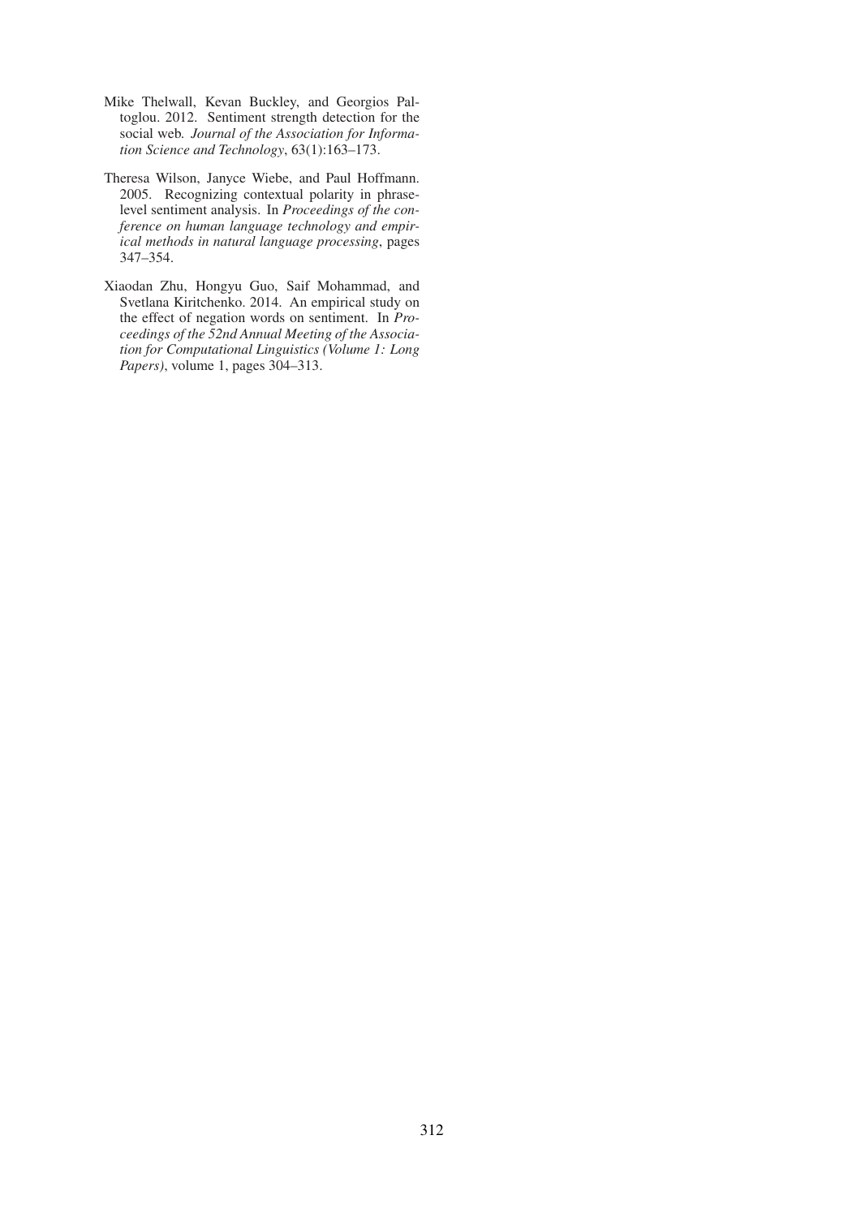Mike Thelwall, Kevan Buckley, and Georgios Paltoglou. 2012. Sentiment strength detection for the social web. *Journal of the Association for Information Science and Technology*, 63(1):163–173.

Theresa Wilson, Janyce Wiebe, and Paul Hoffmann. 2005. Recognizing contextual polarity in phrase-level sentiment analysis. In *Proceedings of the conference on human language technology and empirical methods in natural language processing*, pages 347–354.

Xiaodan Zhu, Hongyu Guo, Saif Mohammad, and Svetlana Kiritchenko. 2014. An empirical study on the effect of negation words on sentiment. In *Proceedings of the 52nd Annual Meeting of the Association for Computational Linguistics (Volume 1: Long Papers)*, volume 1, pages 304–313.